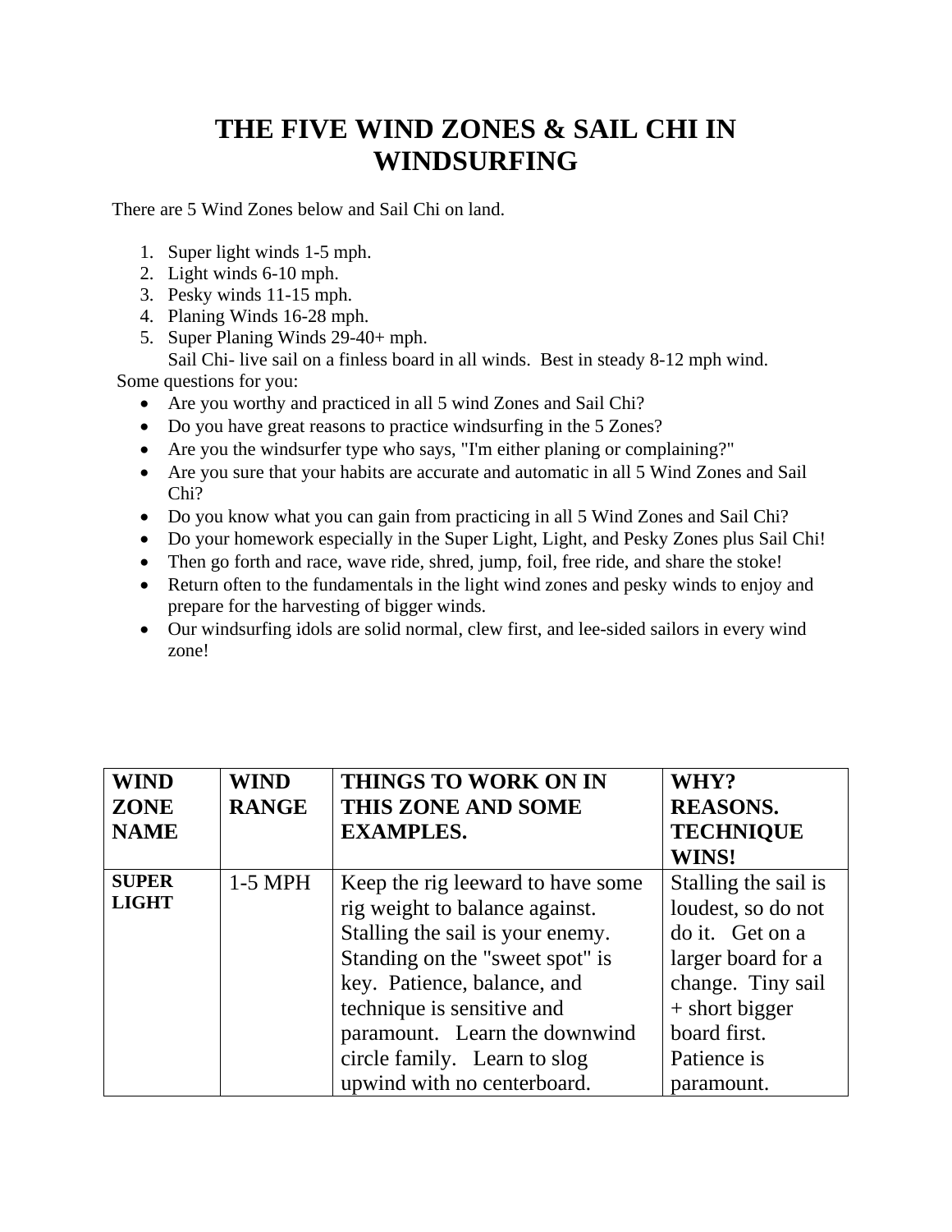# THE FIVE WIND ZONES & SAIL CHI IN WINDSURFING

There are 5 Wind Zones below and Sail Chi on land.

1. Super light winds 1-5 mph.
2. Light winds 6-10 mph.
3. Pesky winds 11-15 mph.
4. Planing Winds 16-28 mph.
5. Super Planing Winds 29-40+ mph.
   Sail Chi- live sail on a finless board in all winds. Best in steady 8-12 mph wind.

Some questions for you:

- Are you worthy and practiced in all 5 wind Zones and Sail Chi?
- Do you have great reasons to practice windsurfing in the 5 Zones?
- Are you the windsurfer type who says, "I'm either planing or complaining?"
- Are you sure that your habits are accurate and automatic in all 5 Wind Zones and Sail Chi?
- Do you know what you can gain from practicing in all 5 Wind Zones and Sail Chi?
- Do your homework especially in the Super Light, Light, and Pesky Zones plus Sail Chi!
- Then go forth and race, wave ride, shred, jump, foil, free ride, and share the stoke!
- Return often to the fundamentals in the light wind zones and pesky winds to enjoy and prepare for the harvesting of bigger winds.
- Our windsurfing idols are solid normal, clew first, and lee-sided sailors in every wind zone!

| WIND ZONE NAME | WIND RANGE | THINGS TO WORK ON IN THIS ZONE AND SOME EXAMPLES. | WHY? REASONS. TECHNIQUE WINS! |
|---|---|---|---|
| SUPER LIGHT | 1-5 MPH | Keep the rig leeward to have some rig weight to balance against. Stalling the sail is your enemy. Standing on the "sweet spot" is key. Patience, balance, and technique is sensitive and paramount. Learn the downwind circle family. Learn to slog upwind with no centerboard. | Stalling the sail is loudest, so do not do it. Get on a larger board for a change. Tiny sail + short bigger board first. Patience is paramount. |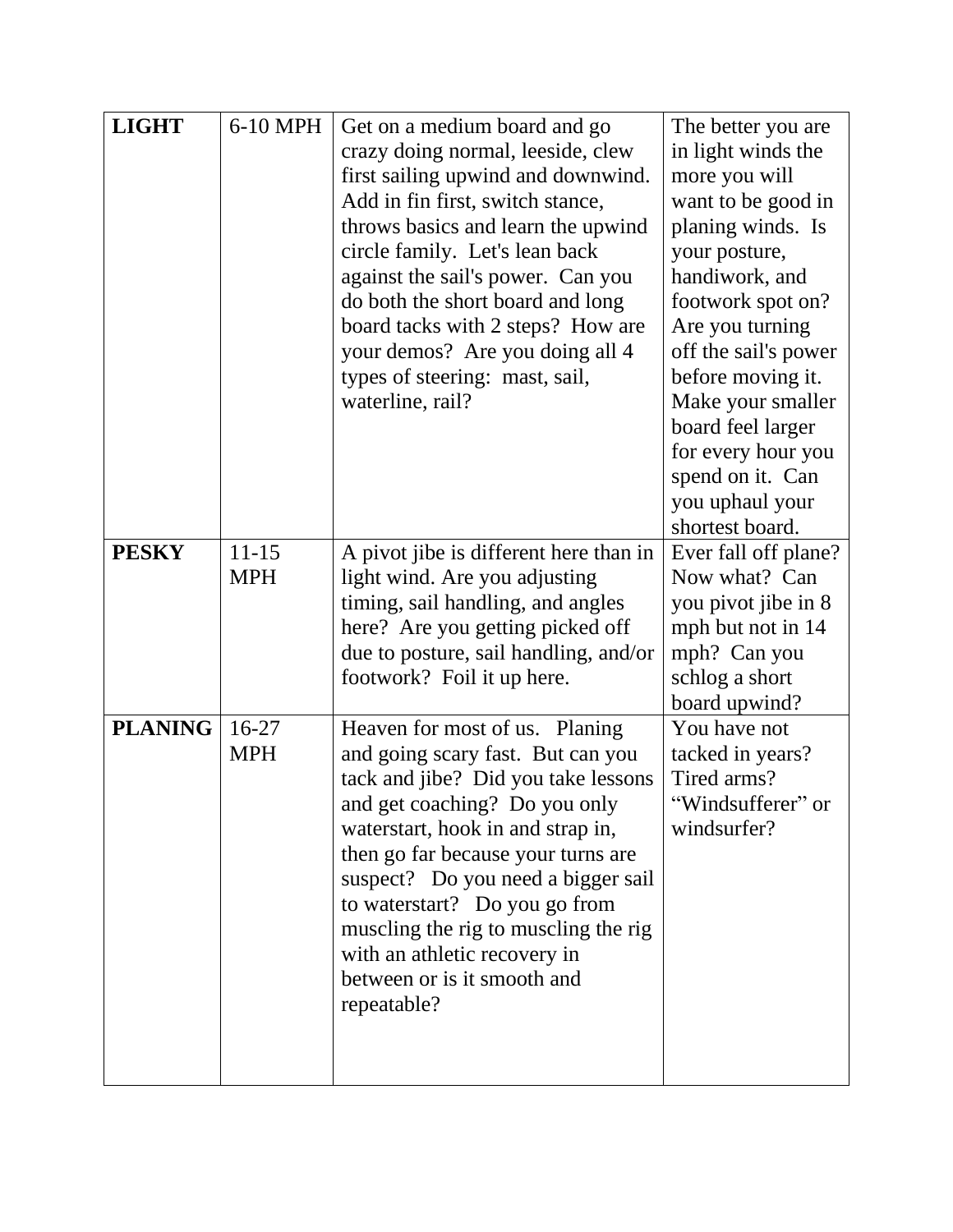| **LIGHT** | 6-10 MPH | Get on a medium board and go crazy doing normal, leeside, clew first sailing upwind and downwind. Add in fin first, switch stance, throws basics and learn the upwind circle family. Let's lean back against the sail's power. Can you do both the short board and long board tacks with 2 steps? How are your demos? Are you doing all 4 types of steering: mast, sail, waterline, rail? | The better you are in light winds the more you will want to be good in planing winds. Is your posture, handiwork, and footwork spot on? Are you turning off the sail's power before moving it. Make your smaller board feel larger for every hour you spend on it. Can you uphaul your shortest board. |
|---|---|---|---|
| **PESKY** | 11-15 MPH | A pivot jibe is different here than in light wind. Are you adjusting timing, sail handling, and angles here? Are you getting picked off due to posture, sail handling, and/or footwork? Foil it up here. | Ever fall off plane? Now what? Can you pivot jibe in 8 mph but not in 14 mph? Can you schlog a short board upwind? |
| **PLANING** | 16-27 MPH | Heaven for most of us. Planing and going scary fast. But can you tack and jibe? Did you take lessons and get coaching? Do you only waterstart, hook in and strap in, then go far because your turns are suspect? Do you need a bigger sail to waterstart? Do you go from muscling the rig to muscling the rig with an athletic recovery in between or is it smooth and repeatable? | You have not tacked in years? Tired arms? "Windsufferer" or windsurfer? |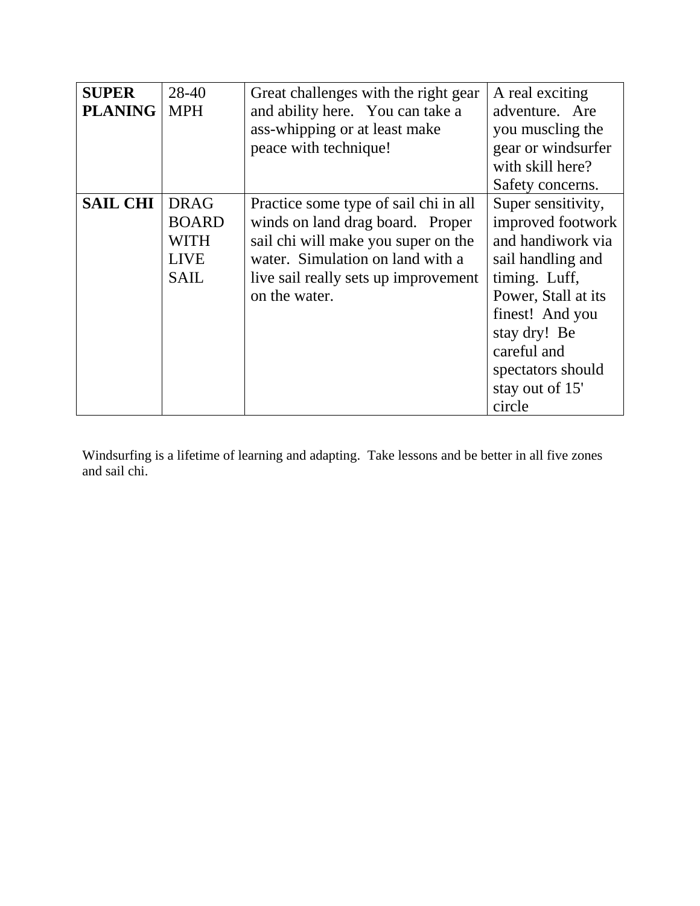| | | | |
|---|---|---|---|
| **SUPER PLANING** | 28-40 MPH | Great challenges with the right gear and ability here. You can take a ass-whipping or at least make peace with technique! | A real exciting adventure. Are you muscling the gear or windsurfer with skill here? Safety concerns. |
| **SAIL CHI** | DRAG BOARD WITH LIVE SAIL | Practice some type of sail chi in all winds on land drag board. Proper sail chi will make you super on the water. Simulation on land with a live sail really sets up improvement on the water. | Super sensitivity, improved footwork and handiwork via sail handling and timing. Luff, Power, Stall at its finest! And you stay dry! Be careful and spectators should stay out of 15' circle |

Windsurfing is a lifetime of learning and adapting. Take lessons and be better in all five zones and sail chi.